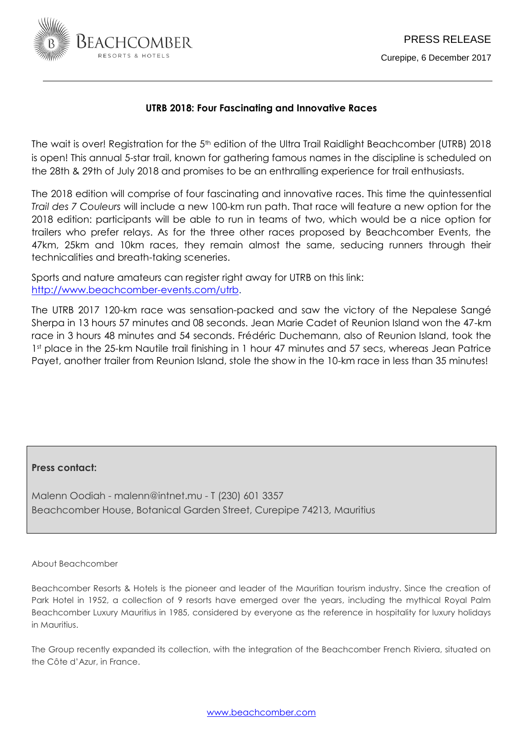PRESS RELEASE

Curepipe, 6 December 2017

## UTRB 2018: Four Fascinating and Innovative Races

The wait is over! Registration for the 5th edition of the Ultra Trail Raidlight Beachcomber (UTRB) 2018 is open! This annual 5-star trail, known for gathering famous names in the discipline is scheduled on the 28th & 29th of July 2018 and promises to be an enthralling experience for trail enthusiasts.

The 2018 edition will comprise of four fascinating and innovative races. This time the quintessential *Trail des 7 Couleurs* will include a new 100-km run path. That race will feature a new option for the 2018 edition: participants will be able to run in teams of two, which would be a nice option for trailers who prefer relays. As for the three other races proposed by Beachcomber Events, the 47km, 25km and 10km races, they remain almost the same, seducing runners through their technicalities and breath-taking sceneries.

Sports and nature amateurs can register right away for UTRB on this link: [http://www.beachcomber-events.com/utrb](http://www.beachcomber-events.com/utrb).

The UTRB 2017 120-km race was sensation-packed and saw the victory of the Nepalese Sangé Sherpa in 13 hours 57 minutes and 08 seconds. Jean Marie Cadet of Reunion Island won the 47-km race in 3 hours 48 minutes and 54 seconds. Frédéric Duchemann, also of Reunion Island, took the 1st place in the 25-km Nautile trail finishing in 1 hour 47 minutes and 57 secs, whereas Jean Patrice Payet, another trailer from Reunion Island, stole the show in the 10-km race in less than 35 minutes!

**Press contact:**

Malenn Oodiah - malenn@intnet.mu - T (230) 601 3357
Beachcomber House, Botanical Garden Street, Curepipe 74213, Mauritius

About Beachcomber

Beachcomber Resorts & Hotels is the pioneer and leader of the Mauritian tourism industry. Since the creation of Park Hotel in 1952, a collection of 9 resorts have emerged over the years, including the mythical Royal Palm Beachcomber Luxury Mauritius in 1985, considered by everyone as the reference in hospitality for luxury holidays in Mauritius.

The Group recently expanded its collection, with the integration of the Beachcomber French Riviera, situated on the Côte d'Azur, in France.

[www.beachcomber.com](http://www.beachcomber.com)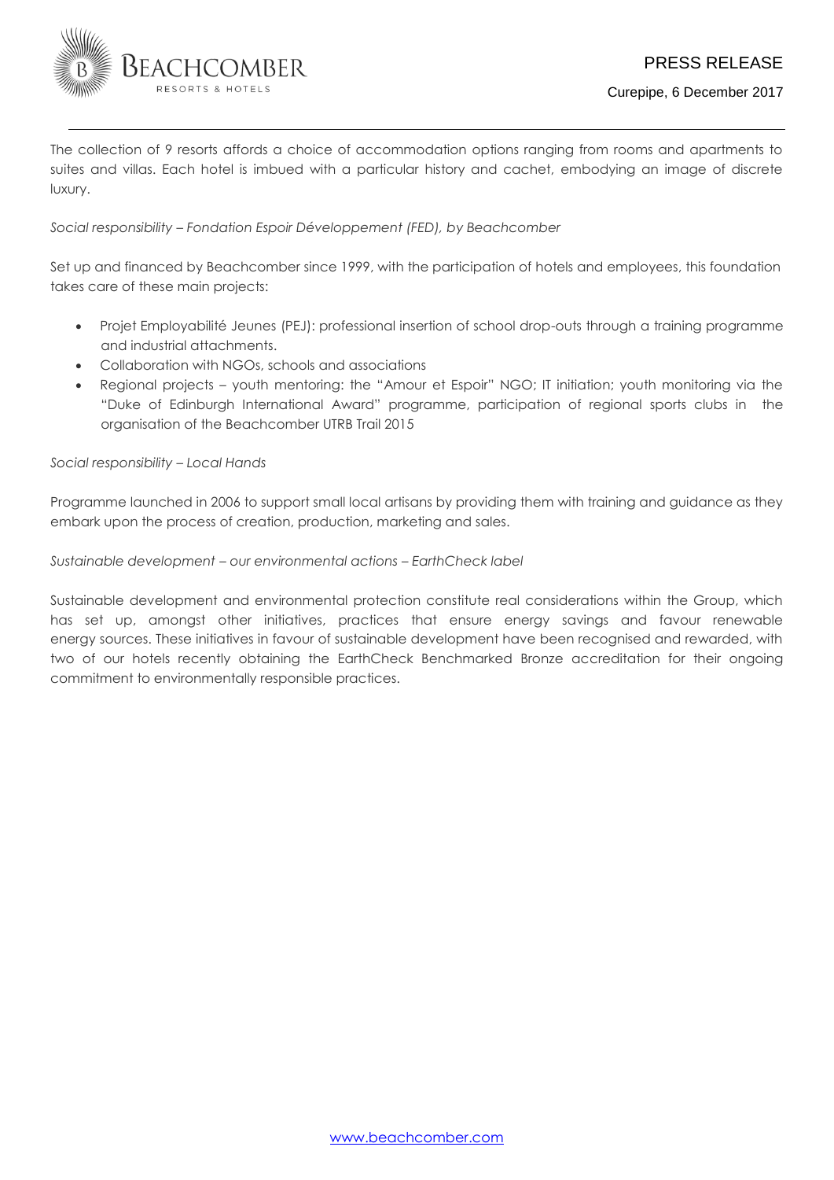The collection of 9 resorts affords a choice of accommodation options ranging from rooms and apartments to suites and villas. Each hotel is imbued with a particular history and cachet, embodying an image of discrete luxury.

*Social responsibility – Fondation Espoir Développement (FED), by Beachcomber*

Set up and financed by Beachcomber since 1999, with the participation of hotels and employees, this foundation takes care of these main projects:

- Projet Employabilité Jeunes (PEJ): professional insertion of school drop-outs through a training programme and industrial attachments.
- Collaboration with NGOs, schools and associations
- Regional projects – youth mentoring: the "Amour et Espoir" NGO; IT initiation; youth monitoring via the "Duke of Edinburgh International Award" programme, participation of regional sports clubs in the organisation of the Beachcomber UTRB Trail 2015

*Social responsibility – Local Hands*

Programme launched in 2006 to support small local artisans by providing them with training and guidance as they embark upon the process of creation, production, marketing and sales.

*Sustainable development – our environmental actions – EarthCheck label*

Sustainable development and environmental protection constitute real considerations within the Group, which has set up, amongst other initiatives, practices that ensure energy savings and favour renewable energy sources. These initiatives in favour of sustainable development have been recognised and rewarded, with two of our hotels recently obtaining the EarthCheck Benchmarked Bronze accreditation for their ongoing commitment to environmentally responsible practices.